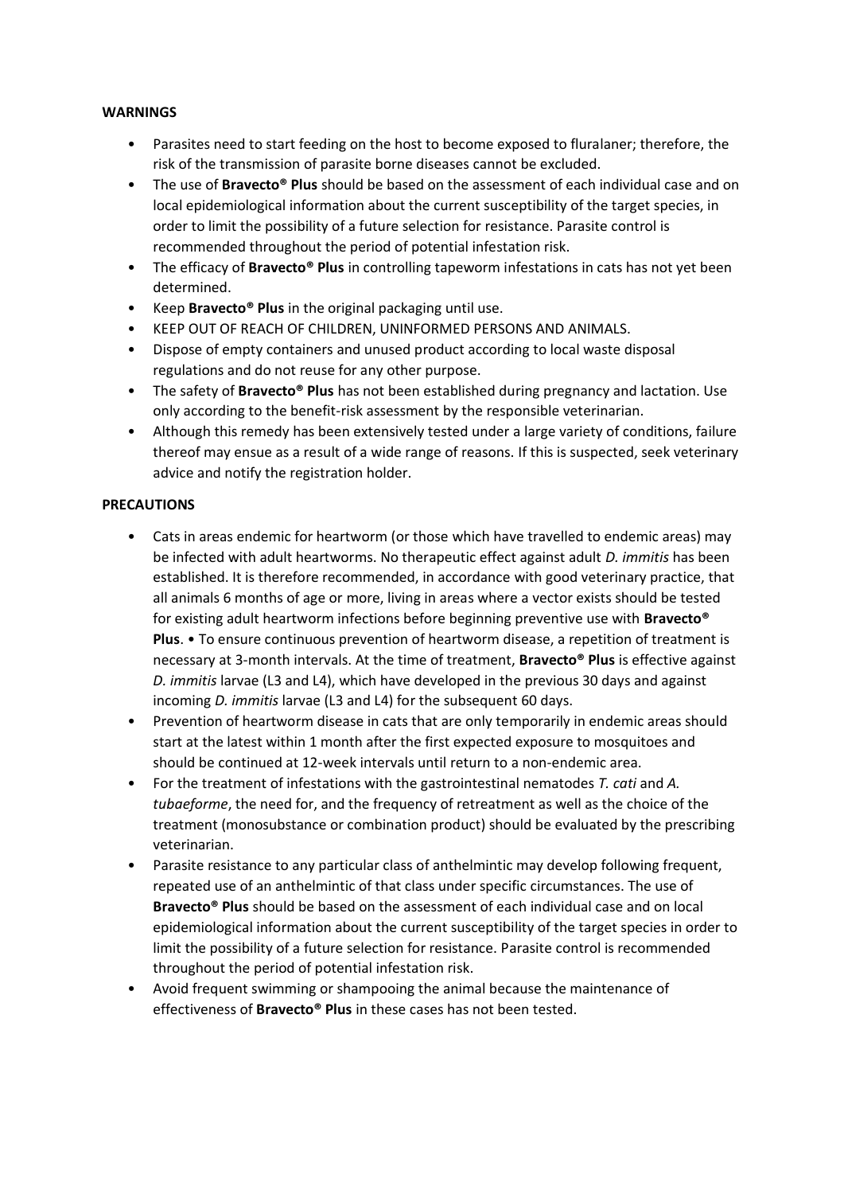**WARNINGS**

- Parasites need to start feeding on the host to become exposed to fluralaner; therefore, the risk of the transmission of parasite borne diseases cannot be excluded.
- The use of **Bravecto® Plus** should be based on the assessment of each individual case and on local epidemiological information about the current susceptibility of the target species, in order to limit the possibility of a future selection for resistance. Parasite control is recommended throughout the period of potential infestation risk.
- The efficacy of **Bravecto® Plus** in controlling tapeworm infestations in cats has not yet been determined.
- Keep **Bravecto® Plus** in the original packaging until use.
- KEEP OUT OF REACH OF CHILDREN, UNINFORMED PERSONS AND ANIMALS.
- Dispose of empty containers and unused product according to local waste disposal regulations and do not reuse for any other purpose.
- The safety of **Bravecto® Plus** has not been established during pregnancy and lactation. Use only according to the benefit-risk assessment by the responsible veterinarian.
- Although this remedy has been extensively tested under a large variety of conditions, failure thereof may ensue as a result of a wide range of reasons. If this is suspected, seek veterinary advice and notify the registration holder.

**PRECAUTIONS**

- Cats in areas endemic for heartworm (or those which have travelled to endemic areas) may be infected with adult heartworms. No therapeutic effect against adult *D. immitis* has been established. It is therefore recommended, in accordance with good veterinary practice, that all animals 6 months of age or more, living in areas where a vector exists should be tested for existing adult heartworm infections before beginning preventive use with **Bravecto® Plus**. • To ensure continuous prevention of heartworm disease, a repetition of treatment is necessary at 3-month intervals. At the time of treatment, **Bravecto® Plus** is effective against *D. immitis* larvae (L3 and L4), which have developed in the previous 30 days and against incoming *D. immitis* larvae (L3 and L4) for the subsequent 60 days.
- Prevention of heartworm disease in cats that are only temporarily in endemic areas should start at the latest within 1 month after the first expected exposure to mosquitoes and should be continued at 12-week intervals until return to a non-endemic area.
- For the treatment of infestations with the gastrointestinal nematodes *T. cati* and *A. tubaeforme*, the need for, and the frequency of retreatment as well as the choice of the treatment (monosubstance or combination product) should be evaluated by the prescribing veterinarian.
- Parasite resistance to any particular class of anthelmintic may develop following frequent, repeated use of an anthelmintic of that class under specific circumstances. The use of **Bravecto® Plus** should be based on the assessment of each individual case and on local epidemiological information about the current susceptibility of the target species in order to limit the possibility of a future selection for resistance. Parasite control is recommended throughout the period of potential infestation risk.
- Avoid frequent swimming or shampooing the animal because the maintenance of effectiveness of **Bravecto® Plus** in these cases has not been tested.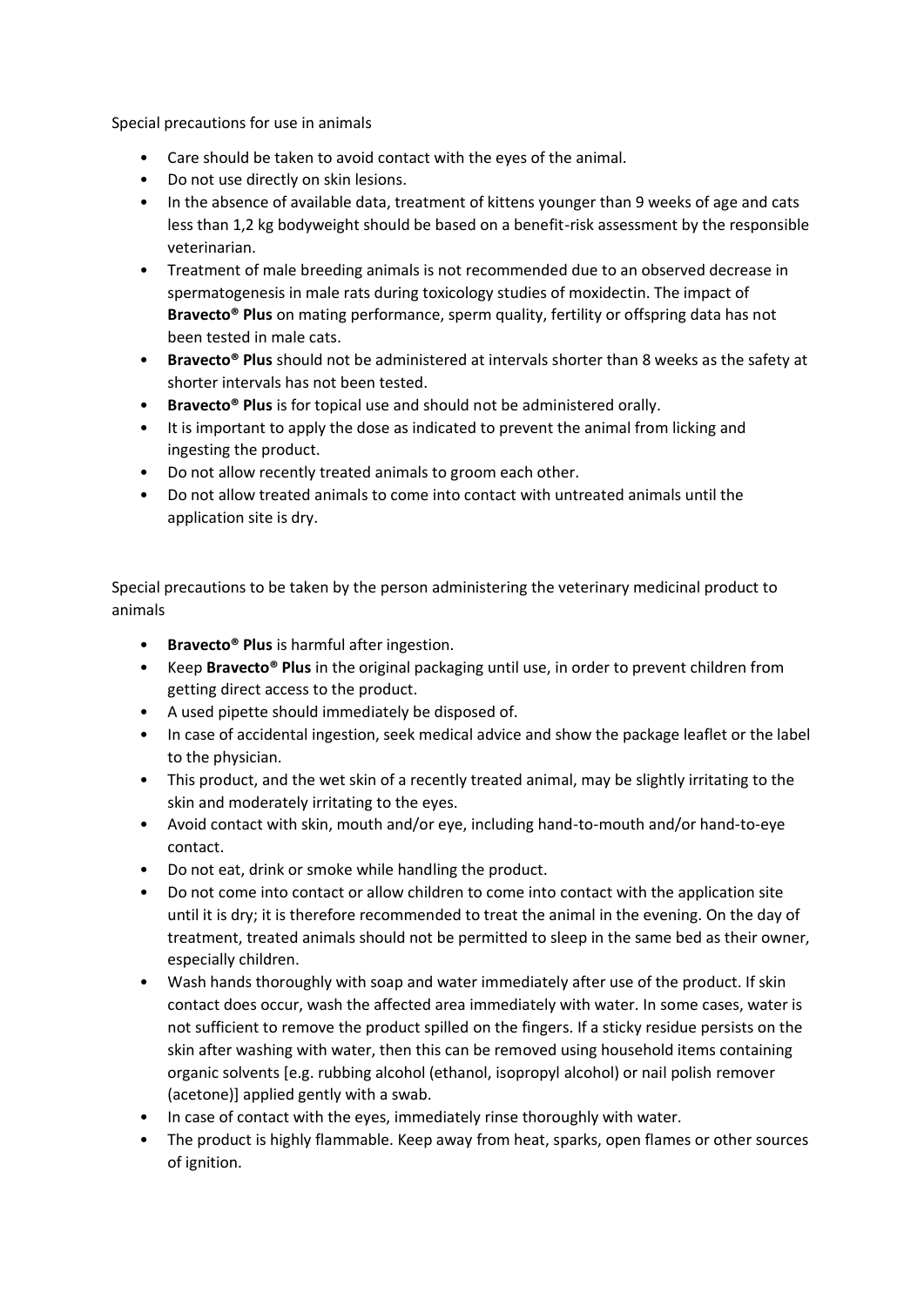Special precautions for use in animals

- Care should be taken to avoid contact with the eyes of the animal.
- Do not use directly on skin lesions.
- In the absence of available data, treatment of kittens younger than 9 weeks of age and cats less than 1,2 kg bodyweight should be based on a benefit-risk assessment by the responsible veterinarian.
- Treatment of male breeding animals is not recommended due to an observed decrease in spermatogenesis in male rats during toxicology studies of moxidectin. The impact of **Bravecto® Plus** on mating performance, sperm quality, fertility or offspring data has not been tested in male cats.
- **Bravecto® Plus** should not be administered at intervals shorter than 8 weeks as the safety at shorter intervals has not been tested.
- **Bravecto® Plus** is for topical use and should not be administered orally.
- It is important to apply the dose as indicated to prevent the animal from licking and ingesting the product.
- Do not allow recently treated animals to groom each other.
- Do not allow treated animals to come into contact with untreated animals until the application site is dry.

Special precautions to be taken by the person administering the veterinary medicinal product to animals

- **Bravecto® Plus** is harmful after ingestion.
- Keep **Bravecto® Plus** in the original packaging until use, in order to prevent children from getting direct access to the product.
- A used pipette should immediately be disposed of.
- In case of accidental ingestion, seek medical advice and show the package leaflet or the label to the physician.
- This product, and the wet skin of a recently treated animal, may be slightly irritating to the skin and moderately irritating to the eyes.
- Avoid contact with skin, mouth and/or eye, including hand-to-mouth and/or hand-to-eye contact.
- Do not eat, drink or smoke while handling the product.
- Do not come into contact or allow children to come into contact with the application site until it is dry; it is therefore recommended to treat the animal in the evening. On the day of treatment, treated animals should not be permitted to sleep in the same bed as their owner, especially children.
- Wash hands thoroughly with soap and water immediately after use of the product. If skin contact does occur, wash the affected area immediately with water. In some cases, water is not sufficient to remove the product spilled on the fingers. If a sticky residue persists on the skin after washing with water, then this can be removed using household items containing organic solvents [e.g. rubbing alcohol (ethanol, isopropyl alcohol) or nail polish remover (acetone)] applied gently with a swab.
- In case of contact with the eyes, immediately rinse thoroughly with water.
- The product is highly flammable. Keep away from heat, sparks, open flames or other sources of ignition.